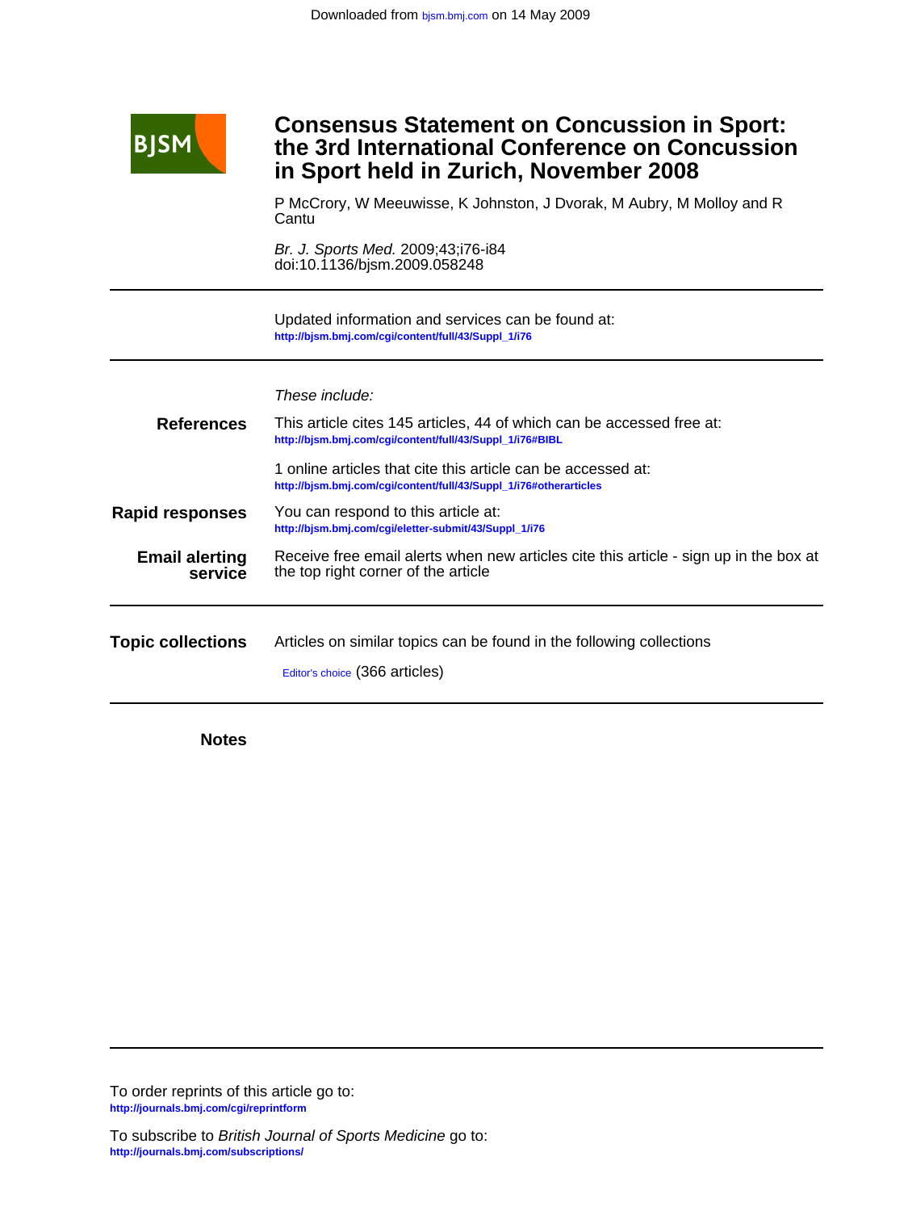Downloaded from bjsm.bmj.com on 14 May 2009

BJSM

# Consensus Statement on Concussion in Sport: the 3rd International Conference on Concussion in Sport held in Zurich, November 2008

P McCrory, W Meeuwisse, K Johnston, J Dvorak, M Aubry, M Molloy and R Cantu

*Br. J. Sports Med.* 2009;43;i76-i84
doi:10.1136/bjsm.2009.058248

Updated information and services can be found at:
http://bjsm.bmj.com/cgi/content/full/43/Suppl_1/i76

*These include:*

| | |
|---|---|
| **References** | This article cites 145 articles, 44 of which can be accessed free at: http://bjsm.bmj.com/cgi/content/full/43/Suppl_1/i76#BIBL |
| | 1 online articles that cite this article can be accessed at: http://bjsm.bmj.com/cgi/content/full/43/Suppl_1/i76#otherarticles |
| **Rapid responses** | You can respond to this article at: http://bjsm.bmj.com/cgi/eletter-submit/43/Suppl_1/i76 |
| **Email alerting service** | Receive free email alerts when new articles cite this article - sign up in the box at the top right corner of the article |

| | |
|---|---|
| **Topic collections** | Articles on similar topics can be found in the following collections |
| | Editor's choice (366 articles) |

**Notes**

To order reprints of this article go to:
http://journals.bmj.com/cgi/reprintform

To subscribe to *British Journal of Sports Medicine* go to:
http://journals.bmj.com/subscriptions/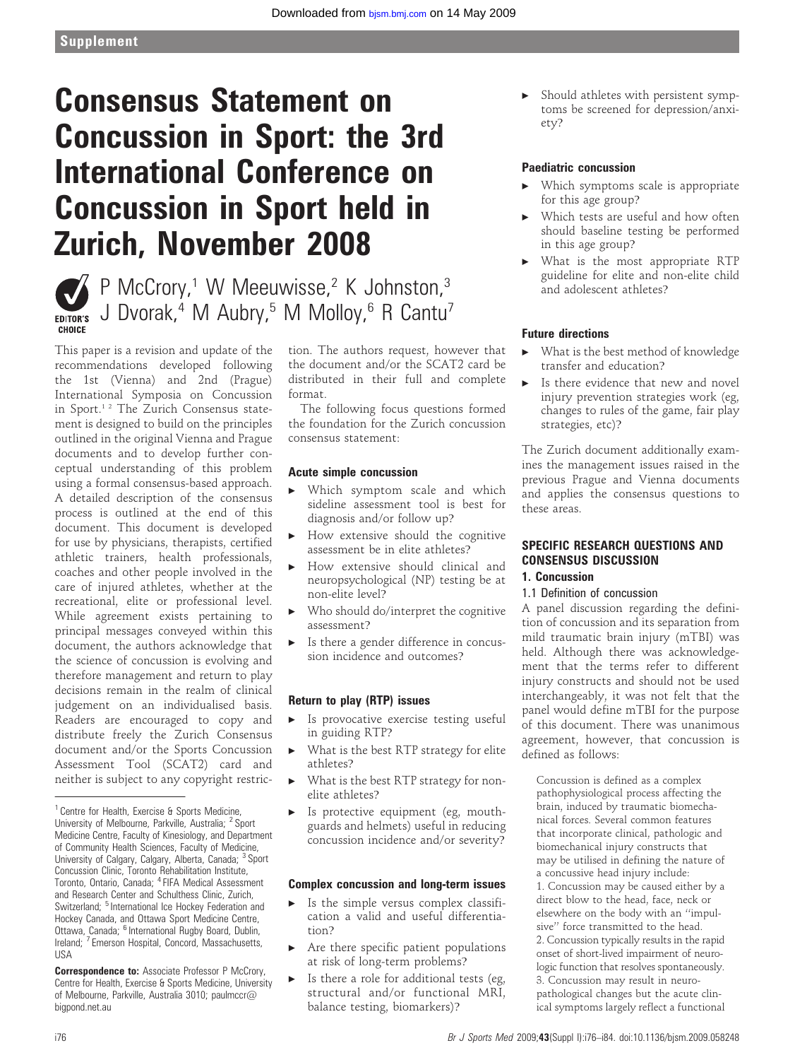Supplement

# Consensus Statement on Concussion in Sport: the 3rd International Conference on Concussion in Sport held in Zurich, November 2008

EDITOR'S CHOICE

P McCrory,[1] W Meeuwisse,[2] K Johnston,[3] J Dvorak,[4] M Aubry,[5] M Molloy,[6] R Cantu[7]

This paper is a revision and update of the recommendations developed following the 1st (Vienna) and 2nd (Prague) International Symposia on Concussion in Sport.[1 2] The Zurich Consensus statement is designed to build on the principles outlined in the original Vienna and Prague documents and to develop further conceptual understanding of this problem using a formal consensus-based approach. A detailed description of the consensus process is outlined at the end of this document. This document is developed for use by physicians, therapists, certified athletic trainers, health professionals, coaches and other people involved in the care of injured athletes, whether at the recreational, elite or professional level. While agreement exists pertaining to principal messages conveyed within this document, the authors acknowledge that the science of concussion is evolving and therefore management and return to play decisions remain in the realm of clinical judgement on an individualised basis. Readers are encouraged to copy and distribute freely the Zurich Consensus document and/or the Sports Concussion Assessment Tool (SCAT2) card and neither is subject to any copyright restriction. The authors request, however that the document and/or the SCAT2 card be distributed in their full and complete format.

The following focus questions formed the foundation for the Zurich concussion consensus statement:

### Acute simple concussion

- Which symptom scale and which sideline assessment tool is best for diagnosis and/or follow up?
- How extensive should the cognitive assessment be in elite athletes?
- How extensive should clinical and neuropsychological (NP) testing be at non-elite level?
- Who should do/interpret the cognitive assessment?
- Is there a gender difference in concussion incidence and outcomes?

### Return to play (RTP) issues

- Is provocative exercise testing useful in guiding RTP?
- What is the best RTP strategy for elite athletes?
- What is the best RTP strategy for non-elite athletes?
- Is protective equipment (eg, mouthguards and helmets) useful in reducing concussion incidence and/or severity?

### Complex concussion and long-term issues

- Is the simple versus complex classification a valid and useful differentiation?
- Are there specific patient populations at risk of long-term problems?
- Is there a role for additional tests (eg, structural and/or functional MRI, balance testing, biomarkers)?
- Should athletes with persistent symptoms be screened for depression/anxiety?

### Paediatric concussion

- Which symptoms scale is appropriate for this age group?
- Which tests are useful and how often should baseline testing be performed in this age group?
- What is the most appropriate RTP guideline for elite and non-elite child and adolescent athletes?

### Future directions

- What is the best method of knowledge transfer and education?
- Is there evidence that new and novel injury prevention strategies work (eg, changes to rules of the game, fair play strategies, etc)?

The Zurich document additionally examines the management issues raised in the previous Prague and Vienna documents and applies the consensus questions to these areas.

## SPECIFIC RESEARCH QUESTIONS AND CONSENSUS DISCUSSION

### 1. Concussion

#### 1.1 Definition of concussion

A panel discussion regarding the definition of concussion and its separation from mild traumatic brain injury (mTBI) was held. Although there was acknowledgement that the terms refer to different injury constructs and should not be used interchangeably, it was not felt that the panel would define mTBI for the purpose of this document. There was unanimous agreement, however, that concussion is defined as follows:

> Concussion is defined as a complex pathophysiological process affecting the brain, induced by traumatic biomechanical forces. Several common features that incorporate clinical, pathologic and biomechanical injury constructs that may be utilised in defining the nature of a concussive head injury include:
> 1. Concussion may be caused either by a direct blow to the head, face, neck or elsewhere on the body with an "impulsive" force transmitted to the head.
> 2. Concussion typically results in the rapid onset of short-lived impairment of neurologic function that resolves spontaneously.
> 3. Concussion may result in neuropathological changes but the acute clinical symptoms largely reflect a functional

[1] Centre for Health, Exercise & Sports Medicine, University of Melbourne, Parkville, Australia; [2] Sport Medicine Centre, Faculty of Kinesiology, and Department of Community Health Sciences, Faculty of Medicine, University of Calgary, Calgary, Alberta, Canada; [3] Sport Concussion Clinic, Toronto Rehabilitation Institute, Toronto, Ontario, Canada; [4] FIFA Medical Assessment and Research Center and Schulthess Clinic, Zurich, Switzerland; [5] International Ice Hockey Federation and Hockey Canada, and Ottawa Sport Medicine Centre, Ottawa, Canada; [6] International Rugby Board, Dublin, Ireland; [7] Emerson Hospital, Concord, Massachusetts, USA

**Correspondence to:** Associate Professor P McCrory, Centre for Health, Exercise & Sports Medicine, University of Melbourne, Parkville, Australia 3010; paulmccr@bigpond.net.au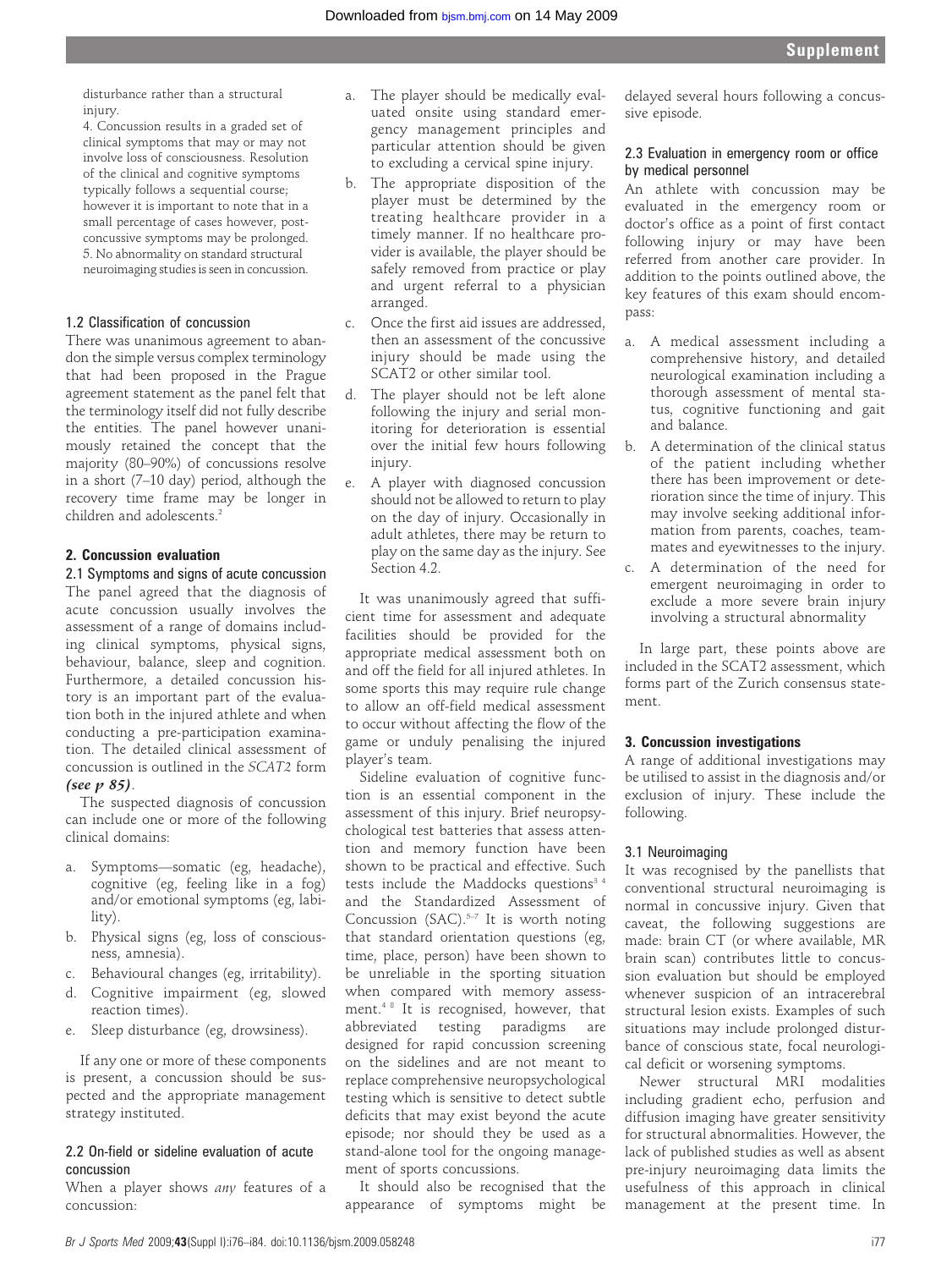disturbance rather than a structural injury.

4. Concussion results in a graded set of clinical symptoms that may or may not involve loss of consciousness. Resolution of the clinical and cognitive symptoms typically follows a sequential course; however it is important to note that in a small percentage of cases however, post-concussive symptoms may be prolonged.

5. No abnormality on standard structural neuroimaging studies is seen in concussion.

### 1.2 Classification of concussion

There was unanimous agreement to abandon the simple versus complex terminology that had been proposed in the Prague agreement statement as the panel felt that the terminology itself did not fully describe the entities. The panel however unanimously retained the concept that the majority (80–90%) of concussions resolve in a short (7–10 day) period, although the recovery time frame may be longer in children and adolescents.[2]

## 2. Concussion evaluation

### 2.1 Symptoms and signs of acute concussion

The panel agreed that the diagnosis of acute concussion usually involves the assessment of a range of domains including clinical symptoms, physical signs, behaviour, balance, sleep and cognition. Furthermore, a detailed concussion history is an important part of the evaluation both in the injured athlete and when conducting a pre-participation examination. The detailed clinical assessment of concussion is outlined in the *SCAT2* form ***(see p 85)***.

The suspected diagnosis of concussion can include one or more of the following clinical domains:

a. Symptoms—somatic (eg, headache), cognitive (eg, feeling like in a fog) and/or emotional symptoms (eg, lability).
b. Physical signs (eg, loss of consciousness, amnesia).
c. Behavioural changes (eg, irritability).
d. Cognitive impairment (eg, slowed reaction times).
e. Sleep disturbance (eg, drowsiness).

If any one or more of these components is present, a concussion should be suspected and the appropriate management strategy instituted.

### 2.2 On-field or sideline evaluation of acute concussion

When a player shows *any* features of a concussion:

a. The player should be medically evaluated onsite using standard emergency management principles and particular attention should be given to excluding a cervical spine injury.
b. The appropriate disposition of the player must be determined by the treating healthcare provider in a timely manner. If no healthcare provider is available, the player should be safely removed from practice or play and urgent referral to a physician arranged.
c. Once the first aid issues are addressed, then an assessment of the concussive injury should be made using the SCAT2 or other similar tool.
d. The player should not be left alone following the injury and serial monitoring for deterioration is essential over the initial few hours following injury.
e. A player with diagnosed concussion should not be allowed to return to play on the day of injury. Occasionally in adult athletes, there may be return to play on the same day as the injury. See Section 4.2.

It was unanimously agreed that sufficient time for assessment and adequate facilities should be provided for the appropriate medical assessment both on and off the field for all injured athletes. In some sports this may require rule change to allow an off-field medical assessment to occur without affecting the flow of the game or unduly penalising the injured player's team.

Sideline evaluation of cognitive function is an essential component in the assessment of this injury. Brief neuropsychological test batteries that assess attention and memory function have been shown to be practical and effective. Such tests include the Maddocks questions[3 4] and the Standardized Assessment of Concussion (SAC).[5–7] It is worth noting that standard orientation questions (eg, time, place, person) have been shown to be unreliable in the sporting situation when compared with memory assessment.[4 8] It is recognised, however, that abbreviated testing paradigms are designed for rapid concussion screening on the sidelines and are not meant to replace comprehensive neuropsychological testing which is sensitive to detect subtle deficits that may exist beyond the acute episode; nor should they be used as a stand-alone tool for the ongoing management of sports concussions.

It should also be recognised that the appearance of symptoms might be delayed several hours following a concussive episode.

### 2.3 Evaluation in emergency room or office by medical personnel

An athlete with concussion may be evaluated in the emergency room or doctor's office as a point of first contact following injury or may have been referred from another care provider. In addition to the points outlined above, the key features of this exam should encompass:

a. A medical assessment including a comprehensive history, and detailed neurological examination including a thorough assessment of mental status, cognitive functioning and gait and balance.
b. A determination of the clinical status of the patient including whether there has been improvement or deterioration since the time of injury. This may involve seeking additional information from parents, coaches, teammates and eyewitnesses to the injury.
c. A determination of the need for emergent neuroimaging in order to exclude a more severe brain injury involving a structural abnormality

In large part, these points above are included in the SCAT2 assessment, which forms part of the Zurich consensus statement.

## 3. Concussion investigations

A range of additional investigations may be utilised to assist in the diagnosis and/or exclusion of injury. These include the following.

### 3.1 Neuroimaging

It was recognised by the panellists that conventional structural neuroimaging is normal in concussive injury. Given that caveat, the following suggestions are made: brain CT (or where available, MR brain scan) contributes little to concussion evaluation but should be employed whenever suspicion of an intracerebral structural lesion exists. Examples of such situations may include prolonged disturbance of conscious state, focal neurological deficit or worsening symptoms.

Newer structural MRI modalities including gradient echo, perfusion and diffusion imaging have greater sensitivity for structural abnormalities. However, the lack of published studies as well as absent pre-injury neuroimaging data limits the usefulness of this approach in clinical management at the present time. In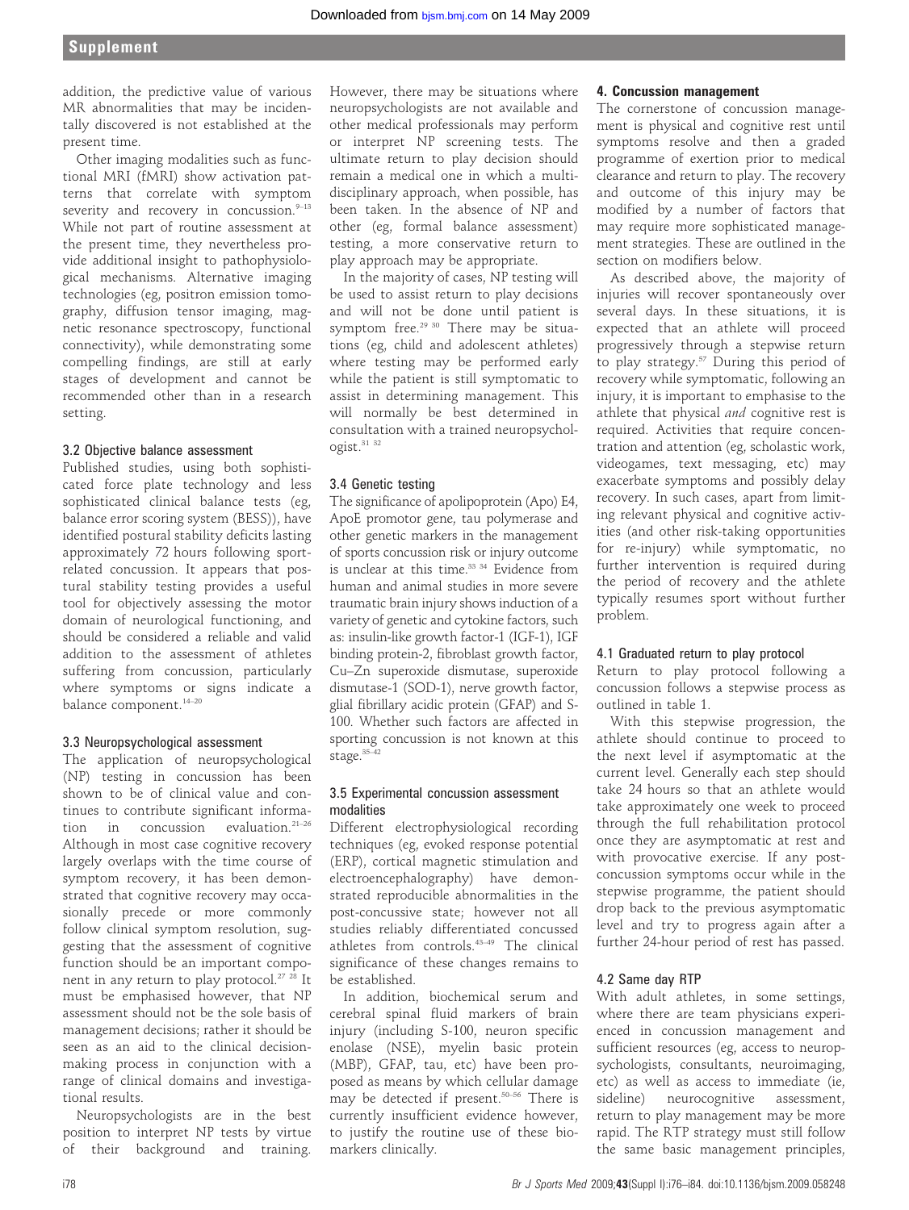addition, the predictive value of various MR abnormalities that may be incidentally discovered is not established at the present time.

Other imaging modalities such as functional MRI (fMRI) show activation patterns that correlate with symptom severity and recovery in concussion.[9–13] While not part of routine assessment at the present time, they nevertheless provide additional insight to pathophysiological mechanisms. Alternative imaging technologies (eg, positron emission tomography, diffusion tensor imaging, magnetic resonance spectroscopy, functional connectivity), while demonstrating some compelling findings, are still at early stages of development and cannot be recommended other than in a research setting.

### 3.2 Objective balance assessment

Published studies, using both sophisticated force plate technology and less sophisticated clinical balance tests (eg, balance error scoring system (BESS)), have identified postural stability deficits lasting approximately 72 hours following sport-related concussion. It appears that postural stability testing provides a useful tool for objectively assessing the motor domain of neurological functioning, and should be considered a reliable and valid addition to the assessment of athletes suffering from concussion, particularly where symptoms or signs indicate a balance component.[14–20]

### 3.3 Neuropsychological assessment

The application of neuropsychological (NP) testing in concussion has been shown to be of clinical value and continues to contribute significant information in concussion evaluation.[21–26] Although in most case cognitive recovery largely overlaps with the time course of symptom recovery, it has been demonstrated that cognitive recovery may occasionally precede or more commonly follow clinical symptom resolution, suggesting that the assessment of cognitive function should be an important component in any return to play protocol.[27 28] It must be emphasised however, that NP assessment should not be the sole basis of management decisions; rather it should be seen as an aid to the clinical decision-making process in conjunction with a range of clinical domains and investigational results.

Neuropsychologists are in the best position to interpret NP tests by virtue of their background and training. However, there may be situations where neuropsychologists are not available and other medical professionals may perform or interpret NP screening tests. The ultimate return to play decision should remain a medical one in which a multidisciplinary approach, when possible, has been taken. In the absence of NP and other (eg, formal balance assessment) testing, a more conservative return to play approach may be appropriate.

In the majority of cases, NP testing will be used to assist return to play decisions and will not be done until patient is symptom free.[29 30] There may be situations (eg, child and adolescent athletes) where testing may be performed early while the patient is still symptomatic to assist in determining management. This will normally be best determined in consultation with a trained neuropsychologist.[31 32]

### 3.4 Genetic testing

The significance of apolipoprotein (Apo) E4, ApoE promotor gene, tau polymerase and other genetic markers in the management of sports concussion risk or injury outcome is unclear at this time.[33 34] Evidence from human and animal studies in more severe traumatic brain injury shows induction of a variety of genetic and cytokine factors, such as: insulin-like growth factor-1 (IGF-1), IGF binding protein-2, fibroblast growth factor, Cu–Zn superoxide dismutase, superoxide dismutase-1 (SOD-1), nerve growth factor, glial fibrillary acidic protein (GFAP) and S-100. Whether such factors are affected in sporting concussion is not known at this stage.[35–42]

### 3.5 Experimental concussion assessment modalities

Different electrophysiological recording techniques (eg, evoked response potential (ERP), cortical magnetic stimulation and electroencephalography) have demonstrated reproducible abnormalities in the post-concussive state; however not all studies reliably differentiated concussed athletes from controls.[43–49] The clinical significance of these changes remains to be established.

In addition, biochemical serum and cerebral spinal fluid markers of brain injury (including S-100, neuron specific enolase (NSE), myelin basic protein (MBP), GFAP, tau, etc) have been proposed as means by which cellular damage may be detected if present.[50–56] There is currently insufficient evidence however, to justify the routine use of these biomarkers clinically.

## 4. Concussion management

The cornerstone of concussion management is physical and cognitive rest until symptoms resolve and then a graded programme of exertion prior to medical clearance and return to play. The recovery and outcome of this injury may be modified by a number of factors that may require more sophisticated management strategies. These are outlined in the section on modifiers below.

As described above, the majority of injuries will recover spontaneously over several days. In these situations, it is expected that an athlete will proceed progressively through a stepwise return to play strategy.[57] During this period of recovery while symptomatic, following an injury, it is important to emphasise to the athlete that physical *and* cognitive rest is required. Activities that require concentration and attention (eg, scholastic work, videogames, text messaging, etc) may exacerbate symptoms and possibly delay recovery. In such cases, apart from limiting relevant physical and cognitive activities (and other risk-taking opportunities for re-injury) while symptomatic, no further intervention is required during the period of recovery and the athlete typically resumes sport without further problem.

### 4.1 Graduated return to play protocol

Return to play protocol following a concussion follows a stepwise process as outlined in table 1.

With this stepwise progression, the athlete should continue to proceed to the next level if asymptomatic at the current level. Generally each step should take 24 hours so that an athlete would take approximately one week to proceed through the full rehabilitation protocol once they are asymptomatic at rest and with provocative exercise. If any post-concussion symptoms occur while in the stepwise programme, the patient should drop back to the previous asymptomatic level and try to progress again after a further 24-hour period of rest has passed.

### 4.2 Same day RTP

With adult athletes, in some settings, where there are team physicians experienced in concussion management and sufficient resources (eg, access to neuropsychologists, consultants, neuroimaging, etc) as well as access to immediate (ie, sideline) neurocognitive assessment, return to play management may be more rapid. The RTP strategy must still follow the same basic management principles,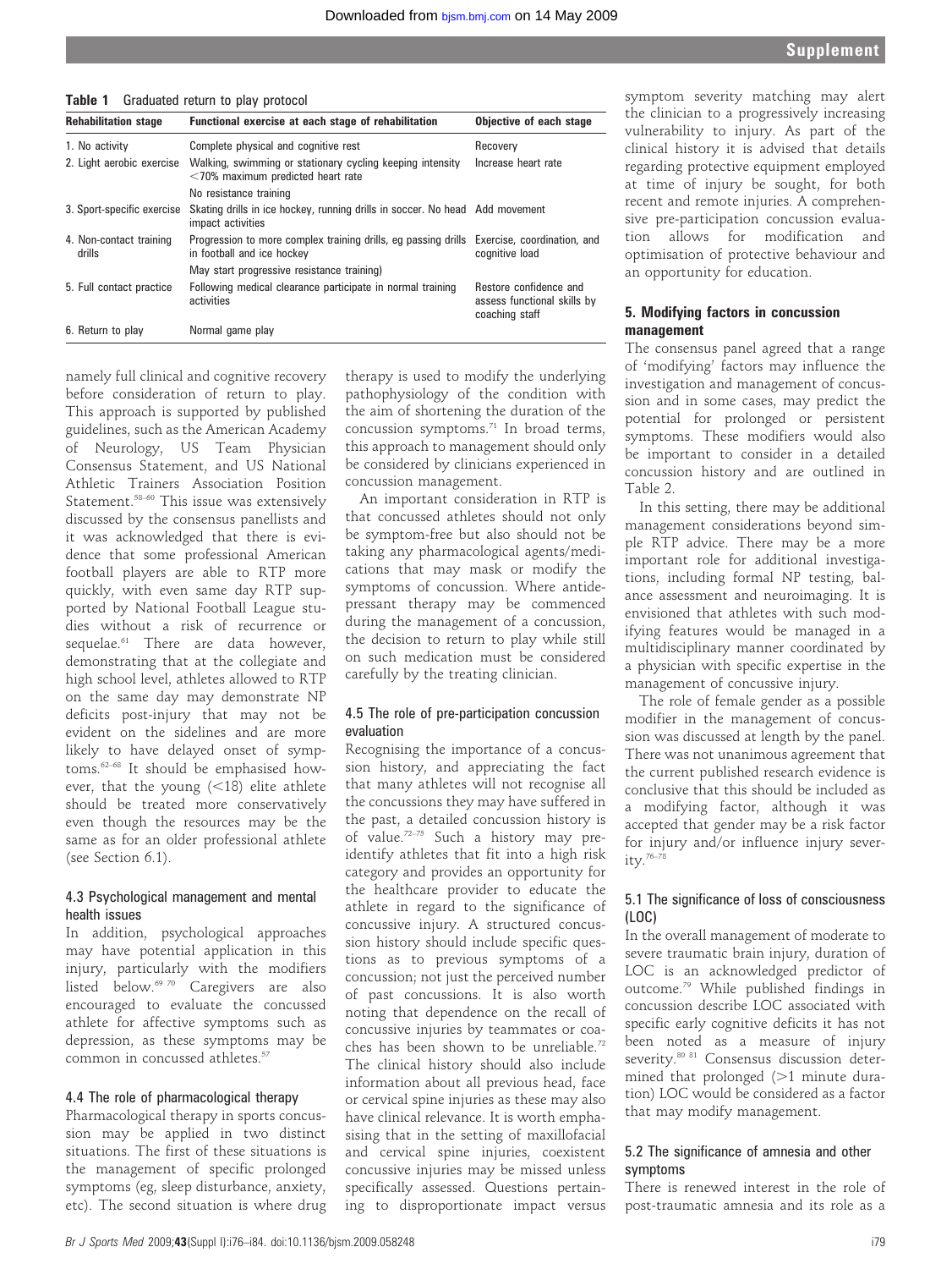**Table 1** Graduated return to play protocol

| Rehabilitation stage | Functional exercise at each stage of rehabilitation | Objective of each stage |
|---|---|---|
| 1. No activity | Complete physical and cognitive rest | Recovery |
| 2. Light aerobic exercise | Walking, swimming or stationary cycling keeping intensity <70% maximum predicted heart rate<br>No resistance training | Increase heart rate |
| 3. Sport-specific exercise | Skating drills in ice hockey, running drills in soccer. No head impact activities | Add movement |
| 4. Non-contact training drills | Progression to more complex training drills, eg passing drills in football and ice hockey<br>May start progressive resistance training) | Exercise, coordination, and cognitive load |
| 5. Full contact practice | Following medical clearance participate in normal training activities | Restore confidence and assess functional skills by coaching staff |
| 6. Return to play | Normal game play | |

namely full clinical and cognitive recovery before consideration of return to play. This approach is supported by published guidelines, such as the American Academy of Neurology, US Team Physician Consensus Statement, and US National Athletic Trainers Association Position Statement.[58–60] This issue was extensively discussed by the consensus panellists and it was acknowledged that there is evidence that some professional American football players are able to RTP more quickly, with even same day RTP supported by National Football League studies without a risk of recurrence or sequelae.[61] There are data however, demonstrating that at the collegiate and high school level, athletes allowed to RTP on the same day may demonstrate NP deficits post-injury that may not be evident on the sidelines and are more likely to have delayed onset of symptoms.[62–68] It should be emphasised however, that the young (<18) elite athlete should be treated more conservatively even though the resources may be the same as for an older professional athlete (see Section 6.1).

### 4.3 Psychological management and mental health issues

In addition, psychological approaches may have potential application in this injury, particularly with the modifiers listed below.[69 70] Caregivers are also encouraged to evaluate the concussed athlete for affective symptoms such as depression, as these symptoms may be common in concussed athletes.[57]

### 4.4 The role of pharmacological therapy

Pharmacological therapy in sports concussion may be applied in two distinct situations. The first of these situations is the management of specific prolonged symptoms (eg, sleep disturbance, anxiety, etc). The second situation is where drug therapy is used to modify the underlying pathophysiology of the condition with the aim of shortening the duration of the concussion symptoms.[71] In broad terms, this approach to management should only be considered by clinicians experienced in concussion management.

An important consideration in RTP is that concussed athletes should not only be symptom-free but also should not be taking any pharmacological agents/medications that may mask or modify the symptoms of concussion. Where antidepressant therapy may be commenced during the management of a concussion, the decision to return to play while still on such medication must be considered carefully by the treating clinician.

### 4.5 The role of pre-participation concussion evaluation

Recognising the importance of a concussion history, and appreciating the fact that many athletes will not recognise all the concussions they may have suffered in the past, a detailed concussion history is of value.[72–75] Such a history may pre-identify athletes that fit into a high risk category and provides an opportunity for the healthcare provider to educate the athlete in regard to the significance of concussive injury. A structured concussion history should include specific questions as to previous symptoms of a concussion; not just the perceived number of past concussions. It is also worth noting that dependence on the recall of concussive injuries by teammates or coaches has been shown to be unreliable.[72] The clinical history should also include information about all previous head, face or cervical spine injuries as these may also have clinical relevance. It is worth emphasising that in the setting of maxillofacial and cervical spine injuries, coexistent concussive injuries may be missed unless specifically assessed. Questions pertaining to disproportionate impact versus symptom severity matching may alert the clinician to a progressively increasing vulnerability to injury. As part of the clinical history it is advised that details regarding protective equipment employed at time of injury be sought, for both recent and remote injuries. A comprehensive pre-participation concussion evaluation allows for modification and optimisation of protective behaviour and an opportunity for education.

## 5. Modifying factors in concussion management

The consensus panel agreed that a range of 'modifying' factors may influence the investigation and management of concussion and in some cases, may predict the potential for prolonged or persistent symptoms. These modifiers would also be important to consider in a detailed concussion history and are outlined in Table 2.

In this setting, there may be additional management considerations beyond simple RTP advice. There may be a more important role for additional investigations, including formal NP testing, balance assessment and neuroimaging. It is envisioned that athletes with such modifying features would be managed in a multidisciplinary manner coordinated by a physician with specific expertise in the management of concussive injury.

The role of female gender as a possible modifier in the management of concussion was discussed at length by the panel. There was not unanimous agreement that the current published research evidence is conclusive that this should be included as a modifying factor, although it was accepted that gender may be a risk factor for injury and/or influence injury severity.[76–78]

### 5.1 The significance of loss of consciousness (LOC)

In the overall management of moderate to severe traumatic brain injury, duration of LOC is an acknowledged predictor of outcome.[79] While published findings in concussion describe LOC associated with specific early cognitive deficits it has not been noted as a measure of injury severity.[80 81] Consensus discussion determined that prolonged (>1 minute duration) LOC would be considered as a factor that may modify management.

### 5.2 The significance of amnesia and other symptoms

There is renewed interest in the role of post-traumatic amnesia and its role as a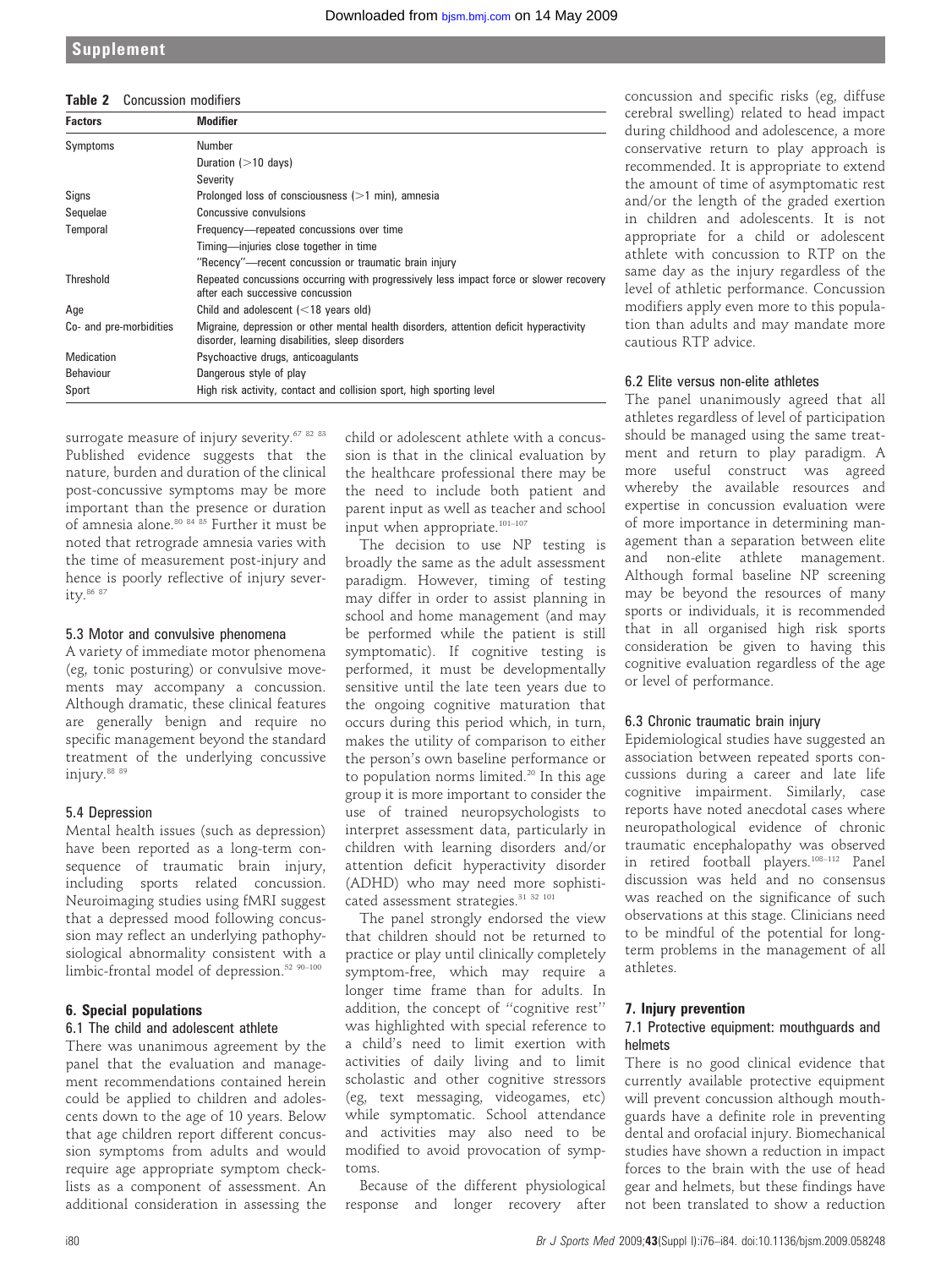**Table 2** Concussion modifiers

| Factors | Modifier |
|---|---|
| Symptoms | Number |
| | Duration (>10 days) |
| | Severity |
| Signs | Prolonged loss of consciousness (>1 min), amnesia |
| Sequelae | Concussive convulsions |
| Temporal | Frequency—repeated concussions over time |
| | Timing—injuries close together in time |
| | "Recency"—recent concussion or traumatic brain injury |
| Threshold | Repeated concussions occurring with progressively less impact force or slower recovery after each successive concussion |
| Age | Child and adolescent (<18 years old) |
| Co- and pre-morbidities | Migraine, depression or other mental health disorders, attention deficit hyperactivity disorder, learning disabilities, sleep disorders |
| Medication | Psychoactive drugs, anticoagulants |
| Behaviour | Dangerous style of play |
| Sport | High risk activity, contact and collision sport, high sporting level |

surrogate measure of injury severity.[67 82 83] Published evidence suggests that the nature, burden and duration of the clinical post-concussive symptoms may be more important than the presence or duration of amnesia alone.[80 84 85] Further it must be noted that retrograde amnesia varies with the time of measurement post-injury and hence is poorly reflective of injury severity.[86 87]

### 5.3 Motor and convulsive phenomena

A variety of immediate motor phenomena (eg, tonic posturing) or convulsive movements may accompany a concussion. Although dramatic, these clinical features are generally benign and require no specific management beyond the standard treatment of the underlying concussive injury.[88 89]

### 5.4 Depression

Mental health issues (such as depression) have been reported as a long-term consequence of traumatic brain injury, including sports related concussion. Neuroimaging studies using fMRI suggest that a depressed mood following concussion may reflect an underlying pathophysiological abnormality consistent with a limbic-frontal model of depression.[52 90–100]

## 6. Special populations

### 6.1 The child and adolescent athlete

There was unanimous agreement by the panel that the evaluation and management recommendations contained herein could be applied to children and adolescents down to the age of 10 years. Below that age children report different concussion symptoms from adults and would require age appropriate symptom checklists as a component of assessment. An additional consideration in assessing the child or adolescent athlete with a concussion is that in the clinical evaluation by the healthcare professional there may be the need to include both patient and parent input as well as teacher and school input when appropriate.[101–107]

The decision to use NP testing is broadly the same as the adult assessment paradigm. However, timing of testing may differ in order to assist planning in school and home management (and may be performed while the patient is still symptomatic). If cognitive testing is performed, it must be developmentally sensitive until the late teen years due to the ongoing cognitive maturation that occurs during this period which, in turn, makes the utility of comparison to either the person's own baseline performance or to population norms limited.[20] In this age group it is more important to consider the use of trained neuropsychologists to interpret assessment data, particularly in children with learning disorders and/or attention deficit hyperactivity disorder (ADHD) who may need more sophisticated assessment strategies.[31 32 101]

The panel strongly endorsed the view that children should not be returned to practice or play until clinically completely symptom-free, which may require a longer time frame than for adults. In addition, the concept of "cognitive rest" was highlighted with special reference to a child's need to limit exertion with activities of daily living and to limit scholastic and other cognitive stressors (eg, text messaging, videogames, etc) while symptomatic. School attendance and activities may also need to be modified to avoid provocation of symptoms.

Because of the different physiological response and longer recovery after concussion and specific risks (eg, diffuse cerebral swelling) related to head impact during childhood and adolescence, a more conservative return to play approach is recommended. It is appropriate to extend the amount of time of asymptomatic rest and/or the length of the graded exertion in children and adolescents. It is not appropriate for a child or adolescent athlete with concussion to RTP on the same day as the injury regardless of the level of athletic performance. Concussion modifiers apply even more to this population than adults and may mandate more cautious RTP advice.

### 6.2 Elite versus non-elite athletes

The panel unanimously agreed that all athletes regardless of level of participation should be managed using the same treatment and return to play paradigm. A more useful construct was agreed whereby the available resources and expertise in concussion evaluation were of more importance in determining management than a separation between elite and non-elite athlete management. Although formal baseline NP screening may be beyond the resources of many sports or individuals, it is recommended that in all organised high risk sports consideration be given to having this cognitive evaluation regardless of the age or level of performance.

### 6.3 Chronic traumatic brain injury

Epidemiological studies have suggested an association between repeated sports concussions during a career and late life cognitive impairment. Similarly, case reports have noted anecdotal cases where neuropathological evidence of chronic traumatic encephalopathy was observed in retired football players.[108–112] Panel discussion was held and no consensus was reached on the significance of such observations at this stage. Clinicians need to be mindful of the potential for long-term problems in the management of all athletes.

## 7. Injury prevention

### 7.1 Protective equipment: mouthguards and helmets

There is no good clinical evidence that currently available protective equipment will prevent concussion although mouthguards have a definite role in preventing dental and orofacial injury. Biomechanical studies have shown a reduction in impact forces to the brain with the use of head gear and helmets, but these findings have not been translated to show a reduction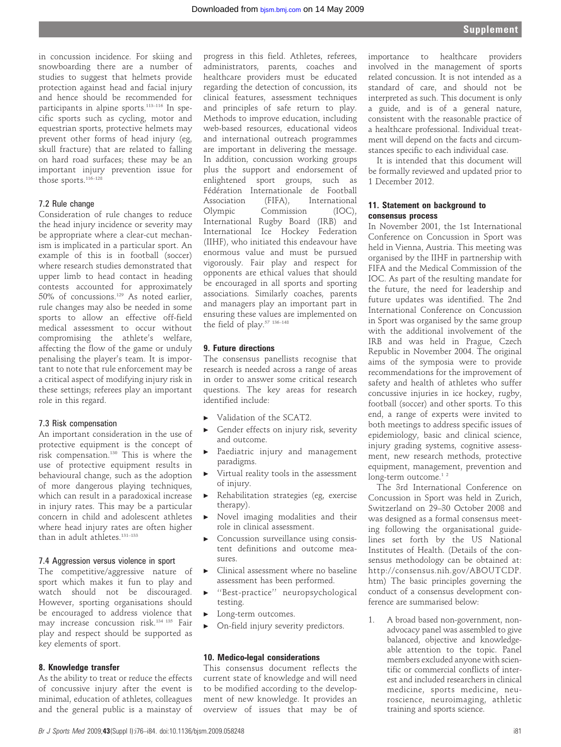in concussion incidence. For skiing and snowboarding there are a number of studies to suggest that helmets provide protection against head and facial injury and hence should be recommended for participants in alpine sports.[113–116] In specific sports such as cycling, motor and equestrian sports, protective helmets may prevent other forms of head injury (eg, skull fracture) that are related to falling on hard road surfaces; these may be an important injury prevention issue for those sports.[116–128]

### 7.2 Rule change

Consideration of rule changes to reduce the head injury incidence or severity may be appropriate where a clear-cut mechanism is implicated in a particular sport. An example of this is in football (soccer) where research studies demonstrated that upper limb to head contact in heading contests accounted for approximately 50% of concussions.[129] As noted earlier, rule changes may also be needed in some sports to allow an effective off-field medical assessment to occur without compromising the athlete's welfare, affecting the flow of the game or unduly penalising the player's team. It is important to note that rule enforcement may be a critical aspect of modifying injury risk in these settings; referees play an important role in this regard.

### 7.3 Risk compensation

An important consideration in the use of protective equipment is the concept of risk compensation.[130] This is where the use of protective equipment results in behavioural change, such as the adoption of more dangerous playing techniques, which can result in a paradoxical increase in injury rates. This may be a particular concern in child and adolescent athletes where head injury rates are often higher than in adult athletes.[131–133]

### 7.4 Aggression versus violence in sport

The competitive/aggressive nature of sport which makes it fun to play and watch should not be discouraged. However, sporting organisations should be encouraged to address violence that may increase concussion risk.[134 135] Fair play and respect should be supported as key elements of sport.

## 8. Knowledge transfer

As the ability to treat or reduce the effects of concussive injury after the event is minimal, education of athletes, colleagues and the general public is a mainstay of progress in this field. Athletes, referees, administrators, parents, coaches and healthcare providers must be educated regarding the detection of concussion, its clinical features, assessment techniques and principles of safe return to play. Methods to improve education, including web-based resources, educational videos and international outreach programmes are important in delivering the message. In addition, concussion working groups plus the support and endorsement of enlightened sport groups, such as Fédération Internationale de Football Association (FIFA), International Olympic Commission (IOC), International Rugby Board (IRB) and International Ice Hockey Federation (IIHF), who initiated this endeavour have enormous value and must be pursued vigorously. Fair play and respect for opponents are ethical values that should be encouraged in all sports and sporting associations. Similarly coaches, parents and managers play an important part in ensuring these values are implemented on the field of play.[57 136–148]

## 9. Future directions

The consensus panellists recognise that research is needed across a range of areas in order to answer some critical research questions. The key areas for research identified include:

- Validation of the SCAT2.
- Gender effects on injury risk, severity and outcome.
- Paediatric injury and management paradigms.
- Virtual reality tools in the assessment of injury.
- Rehabilitation strategies (eg, exercise therapy).
- Novel imaging modalities and their role in clinical assessment.
- Concussion surveillance using consistent definitions and outcome measures.
- Clinical assessment where no baseline assessment has been performed.
- "Best-practice" neuropsychological testing.
- Long-term outcomes.
- On-field injury severity predictors.

## 10. Medico-legal considerations

This consensus document reflects the current state of knowledge and will need to be modified according to the development of new knowledge. It provides an overview of issues that may be of importance to healthcare providers involved in the management of sports related concussion. It is not intended as a standard of care, and should not be interpreted as such. This document is only a guide, and is of a general nature, consistent with the reasonable practice of a healthcare professional. Individual treatment will depend on the facts and circumstances specific to each individual case.

It is intended that this document will be formally reviewed and updated prior to 1 December 2012.

## 11. Statement on background to consensus process

In November 2001, the 1st International Conference on Concussion in Sport was held in Vienna, Austria. This meeting was organised by the IIHF in partnership with FIFA and the Medical Commission of the IOC. As part of the resulting mandate for the future, the need for leadership and future updates was identified. The 2nd International Conference on Concussion in Sport was organised by the same group with the additional involvement of the IRB and was held in Prague, Czech Republic in November 2004. The original aims of the symposia were to provide recommendations for the improvement of safety and health of athletes who suffer concussive injuries in ice hockey, rugby, football (soccer) and other sports. To this end, a range of experts were invited to both meetings to address specific issues of epidemiology, basic and clinical science, injury grading systems, cognitive assessment, new research methods, protective equipment, management, prevention and long-term outcome.[1 2]

The 3rd International Conference on Concussion in Sport was held in Zurich, Switzerland on 29–30 October 2008 and was designed as a formal consensus meeting following the organisational guidelines set forth by the US National Institutes of Health. (Details of the consensus methodology can be obtained at: http://consensus.nih.gov/ABOUTCDP.htm) The basic principles governing the conduct of a consensus development conference are summarised below:

1. A broad based non-government, non-advocacy panel was assembled to give balanced, objective and knowledgeable attention to the topic. Panel members excluded anyone with scientific or commercial conflicts of interest and included researchers in clinical medicine, sports medicine, neuroscience, neuroimaging, athletic training and sports science.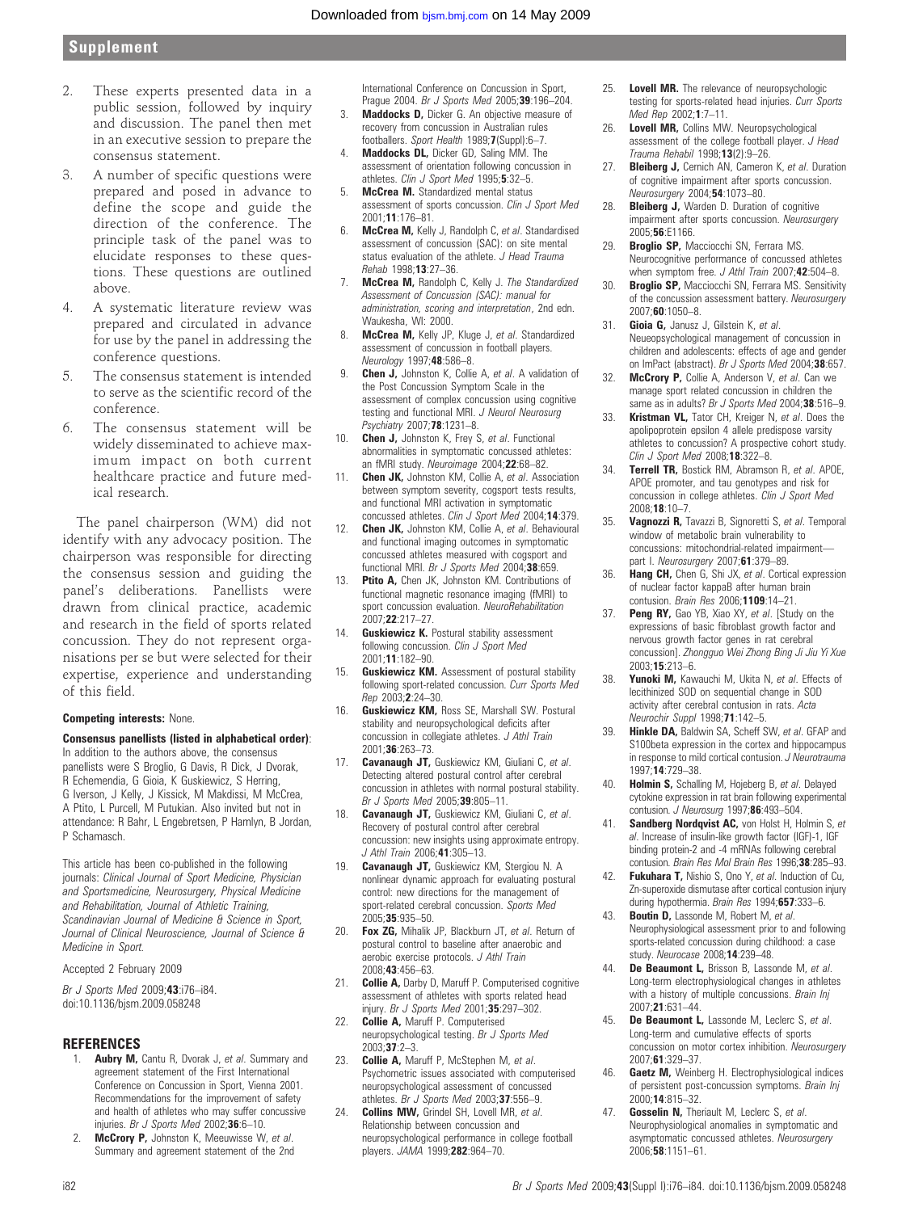2. These experts presented data in a public session, followed by inquiry and discussion. The panel then met in an executive session to prepare the consensus statement.
3. A number of specific questions were prepared and posed in advance to define the scope and guide the direction of the conference. The principle task of the panel was to elucidate responses to these questions. These questions are outlined above.
4. A systematic literature review was prepared and circulated in advance for use by the panel in addressing the conference questions.
5. The consensus statement is intended to serve as the scientific record of the conference.
6. The consensus statement will be widely disseminated to achieve maximum impact on both current healthcare practice and future medical research.

The panel chairperson (WM) did not identify with any advocacy position. The chairperson was responsible for directing the consensus session and guiding the panel's deliberations. Panellists were drawn from clinical practice, academic and research in the field of sports related concussion. They do not represent organisations per se but were selected for their expertise, experience and understanding of this field.

**Competing interests:** None.

**Consensus panellists (listed in alphabetical order)**: In addition to the authors above, the consensus panellists were S Broglio, G Davis, R Dick, J Dvorak, R Echemendia, G Gioia, K Guskiewicz, S Herring, G Iverson, J Kelly, J Kissick, M Makdissi, M McCrea, A Ptito, L Purcell, M Putukian. Also invited but not in attendance: R Bahr, L Engebretsen, P Hamlyn, B Jordan, P Schamasch.

This article has been co-published in the following journals: *Clinical Journal of Sport Medicine, Physician and Sportsmedicine, Neurosurgery, Physical Medicine and Rehabilitation, Journal of Athletic Training, Scandinavian Journal of Medicine & Science in Sport, Journal of Clinical Neuroscience, Journal of Science & Medicine in Sport.*

Accepted 2 February 2009

*Br J Sports Med* 2009;**43**:i76–i84. doi:10.1136/bjsm.2009.058248

## REFERENCES

1. **Aubry M,** Cantu R, Dvorak J, *et al*. Summary and agreement statement of the First International Conference on Concussion in Sport, Vienna 2001. Recommendations for the improvement of safety and health of athletes who may suffer concussive injuries. *Br J Sports Med* 2002;**36**:6–10.
2. **McCrory P,** Johnston K, Meeuwisse W, *et al*. Summary and agreement statement of the 2nd International Conference on Concussion in Sport, Prague 2004. *Br J Sports Med* 2005;**39**:196–204.
3. **Maddocks D,** Dicker G. An objective measure of recovery from concussion in Australian rules footballers. *Sport Health* 1989;**7**(Suppl):6–7.
4. **Maddocks DL,** Dicker GD, Saling MM. The assessment of orientation following concussion in athletes. *Clin J Sport Med* 1995;**5**:32–5.
5. **McCrea M.** Standardized mental status assessment of sports concussion. *Clin J Sport Med* 2001;**11**:176–81.
6. **McCrea M,** Kelly J, Randolph C, *et al*. Standardised assessment of concussion (SAC): on site mental status evaluation of the athlete. *J Head Trauma Rehab* 1998;**13**:27–36.
7. **McCrea M,** Randolph C, Kelly J. *The Standardized Assessment of Concussion (SAC): manual for administration, scoring and interpretation*, 2nd edn. Waukesha, WI: 2000.
8. **McCrea M,** Kelly JP, Kluge J, *et al*. Standardized assessment of concussion in football players. *Neurology* 1997;**48**:586–8.
9. **Chen J,** Johnston K, Collie A, *et al*. A validation of the Post Concussion Symptom Scale in the assessment of complex concussion using cognitive testing and functional MRI. *J Neurol Neurosurg Psychiatry* 2007;**78**:1231–8.
10. **Chen J,** Johnston K, Frey S, *et al*. Functional abnormalities in symptomatic concussed athletes: an fMRI study. *Neuroimage* 2004;**22**:68–82.
11. **Chen JK,** Johnston KM, Collie A, *et al*. Association between symptom severity, cogsport tests results, and functional MRI activation in symptomatic concussed athletes. *Clin J Sport Med* 2004;**14**:379.
12. **Chen JK,** Johnston KM, Collie A, *et al*. Behavioural and functional imaging outcomes in symptomatic concussed athletes measured with cogsport and functional MRI. *Br J Sports Med* 2004;**38**:659.
13. **Ptito A,** Chen JK, Johnston KM. Contributions of functional magnetic resonance imaging (fMRI) to sport concussion evaluation. *NeuroRehabilitation* 2007;**22**:217–27.
14. **Guskiewicz K.** Postural stability assessment following concussion. *Clin J Sport Med* 2001;**11**:182–90.
15. **Guskiewicz KM.** Assessment of postural stability following sport-related concussion. *Curr Sports Med Rep* 2003;**2**:24–30.
16. **Guskiewicz KM,** Ross SE, Marshall SW. Postural stability and neuropsychological deficits after concussion in collegiate athletes. *J Athl Train* 2001;**36**:263–73.
17. **Cavanaugh JT,** Guskiewicz KM, Giuliani C, *et al*. Detecting altered postural control after cerebral concussion in athletes with normal postural stability. *Br J Sports Med* 2005;**39**:805–11.
18. **Cavanaugh JT,** Guskiewicz KM, Giuliani C, *et al*. Recovery of postural control after cerebral concussion: new insights using approximate entropy. *J Athl Train* 2006;**41**:305–13.
19. **Cavanaugh JT,** Guskiewicz KM, Stergiou N. A nonlinear dynamic approach for evaluating postural control: new directions for the management of sport-related cerebral concussion. *Sports Med* 2005;**35**:935–50.
20. **Fox ZG,** Mihalik JP, Blackburn JT, *et al*. Return of postural control to baseline after anaerobic and aerobic exercise protocols. *J Athl Train* 2008;**43**:456–63.
21. **Collie A,** Darby D, Maruff P. Computerised cognitive assessment of athletes with sports related head injury. *Br J Sports Med* 2001;**35**:297–302.
22. **Collie A,** Maruff P. Computerised neuropsychological testing. *Br J Sports Med* 2003;**37**:2–3.
23. **Collie A,** Maruff P, McStephen M, *et al*. Psychometric issues associated with computerised neuropsychological assessment of concussed athletes. *Br J Sports Med* 2003;**37**:556–9.
24. **Collins MW,** Grindel SH, Lovell MR, *et al*. Relationship between concussion and neuropsychological performance in college football players. *JAMA* 1999;**282**:964–70.
25. **Lovell MR.** The relevance of neuropsychologic testing for sports-related head injuries. *Curr Sports Med Rep* 2002;**1**:7–11.
26. **Lovell MR,** Collins MW. Neuropsychological assessment of the college football player. *J Head Trauma Rehabil* 1998;**13**(2):9–26.
27. **Bleiberg J,** Cernich AN, Cameron K, *et al*. Duration of cognitive impairment after sports concussion. *Neurosurgery* 2004;**54**:1073–80.
28. **Bleiberg J,** Warden D. Duration of cognitive impairment after sports concussion. *Neurosurgery* 2005;**56**:E1166.
29. **Broglio SP,** Macciocchi SN, Ferrara MS. Neurocognitive performance of concussed athletes when symptom free. *J Athl Train* 2007;**42**:504–8.
30. **Broglio SP,** Macciocchi SN, Ferrara MS. Sensitivity of the concussion assessment battery. *Neurosurgery* 2007;**60**:1050–8.
31. **Gioia G,** Janusz J, Gilstein K, *et al*. Neueopsychological management of concussion in children and adolescents: effects of age and gender on ImPact (abstract). *Br J Sports Med* 2004;**38**:657.
32. **McCrory P,** Collie A, Anderson V, *et al*. Can we manage sport related concussion in children the same as in adults? *Br J Sports Med* 2004;**38**:516–9.
33. **Kristman VL,** Tator CH, Kreiger N, *et al*. Does the apolipoprotein epsilon 4 allele predispose varsity athletes to concussion? A prospective cohort study. *Clin J Sport Med* 2008;**18**:322–8.
34. **Terrell TR,** Bostick RM, Abramson R, *et al*. APOE, APOE promoter, and tau genotypes and risk for concussion in college athletes. *Clin J Sport Med* 2008;**18**:10–7.
35. **Vagnozzi R,** Tavazzi B, Signoretti S, *et al*. Temporal window of metabolic brain vulnerability to concussions: mitochondrial-related impairment—part I. *Neurosurgery* 2007;**61**:379–89.
36. **Hang CH,** Chen G, Shi JX, *et al*. Cortical expression of nuclear factor kappaB after human brain contusion. *Brain Res* 2006;**1109**:14–21.
37. **Peng RY,** Gao YB, Xiao XY, *et al*. [Study on the expressions of basic fibroblast growth factor and nervous growth factor genes in rat cerebral concussion]. *Zhongguo Wei Zhong Bing Ji Jiu Yi Xue* 2003;**15**:213–6.
38. **Yunoki M,** Kawauchi M, Ukita N, *et al*. Effects of lecithinized SOD on sequential change in SOD activity after cerebral contusion in rats. *Acta Neurochir Suppl* 1998;**71**:142–5.
39. **Hinkle DA,** Baldwin SA, Scheff SW, *et al*. GFAP and S100beta expression in the cortex and hippocampus in response to mild cortical contusion. *J Neurotrauma* 1997;**14**:729–38.
40. **Holmin S,** Schalling M, Hojeberg B, *et al*. Delayed cytokine expression in rat brain following experimental contusion. *J Neurosurg* 1997;**86**:493–504.
41. **Sandberg Nordqvist AC,** von Holst H, Holmin S, *et al*. Increase of insulin-like growth factor (IGF)-1, IGF binding protein-2 and -4 mRNAs following cerebral contusion. *Brain Res Mol Brain Res* 1996;**38**:285–93.
42. **Fukuhara T,** Nishio S, Ono Y, *et al*. Induction of Cu, Zn-superoxide dismutase after cortical contusion injury during hypothermia. *Brain Res* 1994;**657**:333–6.
43. **Boutin D,** Lassonde M, Robert M, *et al*. Neurophysiological assessment prior to and following sports-related concussion during childhood: a case study. *Neurocase* 2008;**14**:239–48.
44. **De Beaumont L,** Brisson B, Lassonde M, *et al*. Long-term electrophysiological changes in athletes with a history of multiple concussions. *Brain Inj* 2007;**21**:631–44.
45. **De Beaumont L,** Lassonde M, Leclerc S, *et al*. Long-term and cumulative effects of sports concussion on motor cortex inhibition. *Neurosurgery* 2007;**61**:329–37.
46. **Gaetz M,** Weinberg H. Electrophysiological indices of persistent post-concussion symptoms. *Brain Inj* 2000;**14**:815–32.
47. **Gosselin N,** Theriault M, Leclerc S, *et al*. Neurophysiological anomalies in symptomatic and asymptomatic concussed athletes. *Neurosurgery* 2006;**58**:1151–61.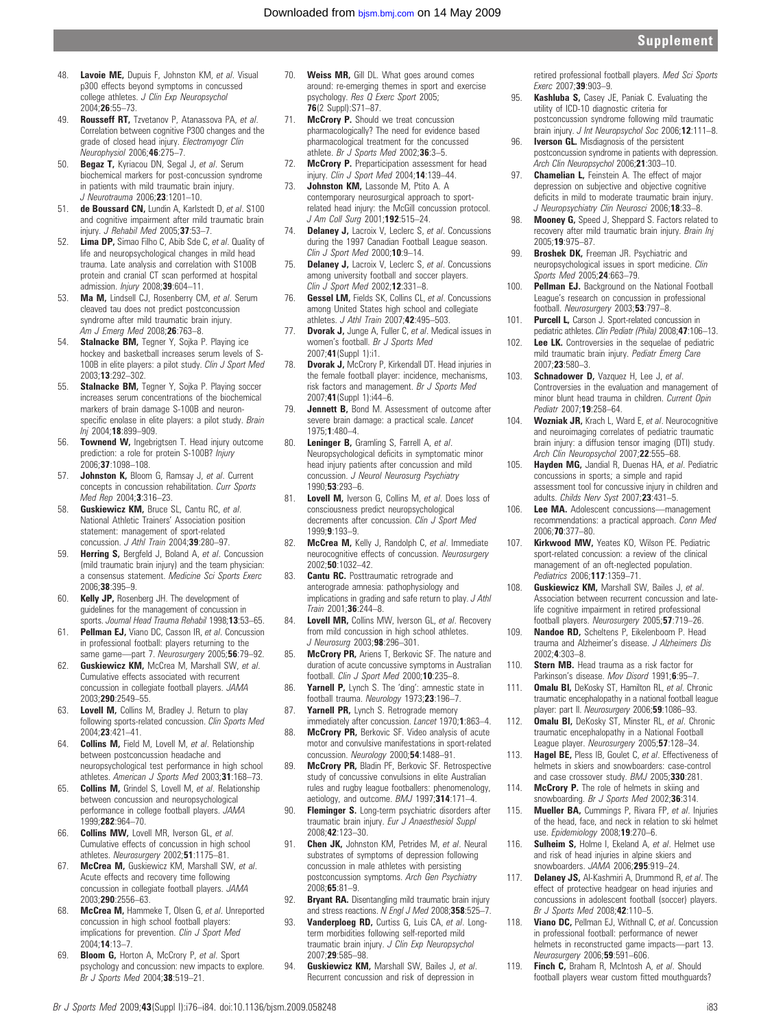48. **Lavoie ME,** Dupuis F, Johnston KM, *et al.* Visual p300 effects beyond symptoms in concussed college athletes. *J Clin Exp Neuropsychol* 2004;**26**:55–73.
49. **Rousseff RT,** Tzvetanov P, Atanassova PA, *et al.* Correlation between cognitive P300 changes and the grade of closed head injury. *Electromyogr Clin Neurophysiol* 2006;**46**:275–7.
50. **Begaz T,** Kyriacou DN, Segal J, *et al.* Serum biochemical markers for post-concussion syndrome in patients with mild traumatic brain injury. *J Neurotrauma* 2006;**23**:1201–10.
51. **de Boussard CN,** Lundin A, Karlstedt D, *et al.* S100 and cognitive impairment after mild traumatic brain injury. *J Rehabil Med* 2005;**37**:53–7.
52. **Lima DP,** Simao Filho C, Abib Sde C, *et al.* Quality of life and neuropsychological changes in mild head trauma. Late analysis and correlation with S100B protein and cranial CT scan performed at hospital admission. *Injury* 2008;**39**:604–11.
53. **Ma M,** Lindsell CJ, Rosenberry CM, *et al.* Serum cleaved tau does not predict postconcussion syndrome after mild traumatic brain injury. *Am J Emerg Med* 2008;**26**:763–8.
54. **Stalnacke BM,** Tegner Y, Sojka P. Playing ice hockey and basketball increases serum levels of S-100B in elite players: a pilot study. *Clin J Sport Med* 2003;**13**:292–302.
55. **Stalnacke BM,** Tegner Y, Sojka P. Playing soccer increases serum concentrations of the biochemical markers of brain damage S-100B and neuron-specific enolase in elite players: a pilot study. *Brain Inj* 2004;**18**:899–909.
56. **Townend W,** Ingebrigtsen T. Head injury outcome prediction: a role for protein S-100B? *Injury* 2006;**37**:1098–108.
57. **Johnston K,** Bloom G, Ramsay J, *et al.* Current concepts in concussion rehabilitation. *Curr Sports Med Rep* 2004;**3**:316–23.
58. **Guskiewicz KM,** Bruce SL, Cantu RC, *et al.* National Athletic Trainers' Association position statement: management of sport-related concussion. *J Athl Train* 2004;**39**:280–97.
59. **Herring S,** Bergfeld J, Boland A, *et al.* Concussion (mild traumatic brain injury) and the team physician: a consensus statement. *Medicine Sci Sports Exerc* 2006;**38**:395–9.
60. **Kelly JP,** Rosenberg JH. The development of guidelines for the management of concussion in sports. *Journal Head Trauma Rehabil* 1998;**13**:53–65.
61. **Pellman EJ,** Viano DC, Casson IR, *et al.* Concussion in professional football: players returning to the same game—part 7. *Neurosurgery* 2005;**56**:79–92.
62. **Guskiewicz KM,** McCrea M, Marshall SW, *et al.* Cumulative effects associated with recurrent concussion in collegiate football players. *JAMA* 2003;**290**:2549–55.
63. **Lovell M,** Collins M, Bradley J. Return to play following sports-related concussion. *Clin Sports Med* 2004;**23**:421–41.
64. **Collins M,** Field M, Lovell M, *et al.* Relationship between postconcussion headache and neuropsychological test performance in high school athletes. *American J Sports Med* 2003;**31**:168–73.
65. **Collins M,** Grindel S, Lovell M, *et al.* Relationship between concussion and neuropsychological performance in college football players. *JAMA* 1999;**282**:964–70.
66. **Collins MW,** Lovell MR, Iverson GL, *et al.* Cumulative effects of concussion in high school athletes. *Neurosurgery* 2002;**51**:1175–81.
67. **McCrea M,** Guskiewicz KM, Marshall SW, *et al.* Acute effects and recovery time following concussion in collegiate football players. *JAMA* 2003;**290**:2556–63.
68. **McCrea M,** Hammeke T, Olsen G, *et al.* Unreported concussion in high school football players: implications for prevention. *Clin J Sport Med* 2004;**14**:13–7.
69. **Bloom G,** Horton A, McCrory P, *et al.* Sport psychology and concussion: new impacts to explore. *Br J Sports Med* 2004;**38**:519–21.
70. **Weiss MR,** Gill DL. What goes around comes around: re-emerging themes in sport and exercise psychology. *Res Q Exerc Sport* 2005; **76**(2 Suppl):S71–87.
71. **McCrory P.** Should we treat concussion pharmacologically? The need for evidence based pharmacological treatment for the concussed athlete. *Br J Sports Med* 2002;**36**:3–5.
72. **McCrory P.** Preparticipation assessment for head injury. *Clin J Sport Med* 2004;**14**:139–44.
73. **Johnston KM,** Lassonde M, Ptito A. A contemporary neurosurgical approach to sport-related head injury: the McGill concussion protocol. *J Am Coll Surg* 2001;**192**:515–24.
74. **Delaney J,** Lacroix V, Leclerc S, *et al.* Concussions during the 1997 Canadian Football League season. *Clin J Sport Med* 2000;**10**:9–14.
75. **Delaney J,** Lacroix V, Leclerc S, *et al.* Concussions among university football and soccer players. *Clin J Sport Med* 2002;**12**:331–8.
76. **Gessel LM,** Fields SK, Collins CL, *et al.* Concussions among United States high school and collegiate athletes. *J Athl Train* 2007;**42**:495–503.
77. **Dvorak J,** Junge A, Fuller C, *et al.* Medical issues in women's football. *Br J Sports Med* 2007;**41**(Suppl 1):i1.
78. **Dvorak J,** McCrory P, Kirkendall DT. Head injuries in the female football player: incidence, mechanisms, risk factors and management. *Br J Sports Med* 2007;**41**(Suppl 1):i44–6.
79. **Jennett B,** Bond M. Assessment of outcome after severe brain damage: a practical scale. *Lancet* 1975;**1**:480–4.
80. **Leninger B,** Gramling S, Farrell A, *et al.* Neuropsychological deficits in symptomatic minor head injury patients after concussion and mild concussion. *J Neurol Neurosurg Psychiatry* 1990;**53**:293–6.
81. **Lovell M,** Iverson G, Collins M, *et al.* Does loss of consciousness predict neuropsychological decrements after concussion. *Clin J Sport Med* 1999;**9**:193–9.
82. **McCrea M,** Kelly J, Randolph C, *et al.* Immediate neurocognitive effects of concussion. *Neurosurgery* 2002;**50**:1032–42.
83. **Cantu RC.** Posttraumatic retrograde and anterograde amnesia: pathophysiology and implications in grading and safe return to play. *J Athl Train* 2001;**36**:244–8.
84. **Lovell MR,** Collins MW, Iverson GL, *et al.* Recovery from mild concussion in high school athletes. *J Neurosurg* 2003;**98**:296–301.
85. **McCrory PR,** Ariens T, Berkovic SF. The nature and duration of acute concussive symptoms in Australian football. *Clin J Sport Med* 2000;**10**:235–8.
86. **Yarnell P,** Lynch S. The 'ding': amnestic state in football trauma. *Neurology* 1973;**23**:196–7.
87. **Yarnell PR,** Lynch S. Retrograde memory immediately after concussion. *Lancet* 1970;**1**:863–4.
88. **McCrory PR,** Berkovic SF. Video analysis of acute motor and convulsive manifestations in sport-related concussion. *Neurology* 2000;**54**:1488–91.
89. **McCrory PR,** Bladin PF, Berkovic SF. Retrospective study of concussive convulsions in elite Australian rules and rugby league footballers: phenomenology, aetiology, and outcome. *BMJ* 1997;**314**:171–4.
90. **Fleminger S.** Long-term psychiatric disorders after traumatic brain injury. *Eur J Anaesthesiol Suppl* 2008;**42**:123–30.
91. **Chen JK,** Johnston KM, Petrides M, *et al.* Neural substrates of symptoms of depression following concussion in male athletes with persisting postconcussion symptoms. *Arch Gen Psychiatry* 2008;**65**:81–9.
92. **Bryant RA.** Disentangling mild traumatic brain injury and stress reactions. *N Engl J Med* 2008;**358**:525–7.
93. **Vanderploeg RD,** Curtiss G, Luis CA, *et al.* Long-term morbidities following self-reported mild traumatic brain injury. *J Clin Exp Neuropsychol* 2007;**29**:585–98.
94. **Guskiewicz KM,** Marshall SW, Bailes J, *et al.* Recurrent concussion and risk of depression in retired professional football players. *Med Sci Sports Exerc* 2007;**39**:903–9.
95. **Kashluba S,** Casey JE, Paniak C. Evaluating the utility of ICD-10 diagnostic criteria for postconcussion syndrome following mild traumatic brain injury. *J Int Neuropsychol Soc* 2006;**12**:111–8.
96. **Iverson GL.** Misdiagnosis of the persistent postconcussion syndrome in patients with depression. *Arch Clin Neuropsychol* 2006;**21**:303–10.
97. **Chamelian L,** Feinstein A. The effect of major depression on subjective and objective cognitive deficits in mild to moderate traumatic brain injury. *J Neuropsychiatry Clin Neurosci* 2006;**18**:33–8.
98. **Mooney G,** Speed J, Sheppard S. Factors related to recovery after mild traumatic brain injury. *Brain Inj* 2005;**19**:975–87.
99. **Broshek DK,** Freeman JR. Psychiatric and neuropsychological issues in sport medicine. *Clin Sports Med* 2005;**24**:663–79.
100. **Pellman EJ.** Background on the National Football League's research on concussion in professional football. *Neurosurgery* 2003;**53**:797–8.
101. **Purcell L,** Carson J. Sport-related concussion in pediatric athletes. *Clin Pediatr (Phila)* 2008;**47**:106–13.
102. **Lee LK.** Controversies in the sequelae of pediatric mild traumatic brain injury. *Pediatr Emerg Care* 2007;**23**:580–3.
103. **Schnadower D,** Vazquez H, Lee J, *et al.* Controversies in the evaluation and management of minor blunt head trauma in children. *Current Opin Pediatr* 2007;**19**:258–64.
104. **Wozniak JR,** Krach L, Ward E, *et al.* Neurocognitive and neuroimaging correlates of pediatric traumatic brain injury: a diffusion tensor imaging (DTI) study. *Arch Clin Neuropsychol* 2007;**22**:555–68.
105. **Hayden MG,** Jandial R, Duenas HA, *et al.* Pediatric concussions in sports; a simple and rapid assessment tool for concussive injury in children and adults. *Childs Nerv Syst* 2007;**23**:431–5.
106. **Lee MA.** Adolescent concussions—management recommendations: a practical approach. *Conn Med* 2006;**70**:377–80.
107. **Kirkwood MW,** Yeates KO, Wilson PE. Pediatric sport-related concussion: a review of the clinical management of an oft-neglected population. *Pediatrics* 2006;**117**:1359–71.
108. **Guskiewicz KM,** Marshall SW, Bailes J, *et al.* Association between recurrent concussion and late-life cognitive impairment in retired professional football players. *Neurosurgery* 2005;**57**:719–26.
109. **Nandoe RD,** Scheltens P, Eikelenboom P. Head trauma and Alzheimer's disease. *J Alzheimers Dis* 2002;**4**:303–8.
110. **Stern MB.** Head trauma as a risk factor for Parkinson's disease. *Mov Disord* 1991;**6**:95–7.
111. **Omalu BI,** DeKosky ST, Hamilton RL, *et al.* Chronic traumatic encephalopathy in a national football league player: part II. *Neurosurgery* 2006;**59**:1086–93.
112. **Omalu BI,** DeKosky ST, Minster RL, *et al.* Chronic traumatic encephalopathy in a National Football League player. *Neurosurgery* 2005;**57**:128–34.
113. **Hagel BE,** Pless IB, Goulet C, *et al.* Effectiveness of helmets in skiers and snowboarders: case-control and case crossover study. *BMJ* 2005;**330**:281.
114. **McCrory P.** The role of helmets in skiing and snowboarding. *Br J Sports Med* 2002;**36**:314.
115. **Mueller BA,** Cummings P, Rivara FP, *et al.* Injuries of the head, face, and neck in relation to ski helmet use. *Epidemiology* 2008;**19**:270–6.
116. **Sulheim S,** Holme I, Ekeland A, *et al.* Helmet use and risk of head injuries in alpine skiers and snowboarders. *JAMA* 2006;**295**:919–24.
117. **Delaney JS,** Al-Kashmiri A, Drummond R, *et al.* The effect of protective headgear on head injuries and concussions in adolescent football (soccer) players. *Br J Sports Med* 2008;**42**:110–5.
118. **Viano DC,** Pellman EJ, Withnall C, *et al.* Concussion in professional football: performance of newer helmets in reconstructed game impacts—part 13. *Neurosurgery* 2006;**59**:591–606.
119. **Finch C,** Braham R, McIntosh A, *et al.* Should football players wear custom fitted mouthguards?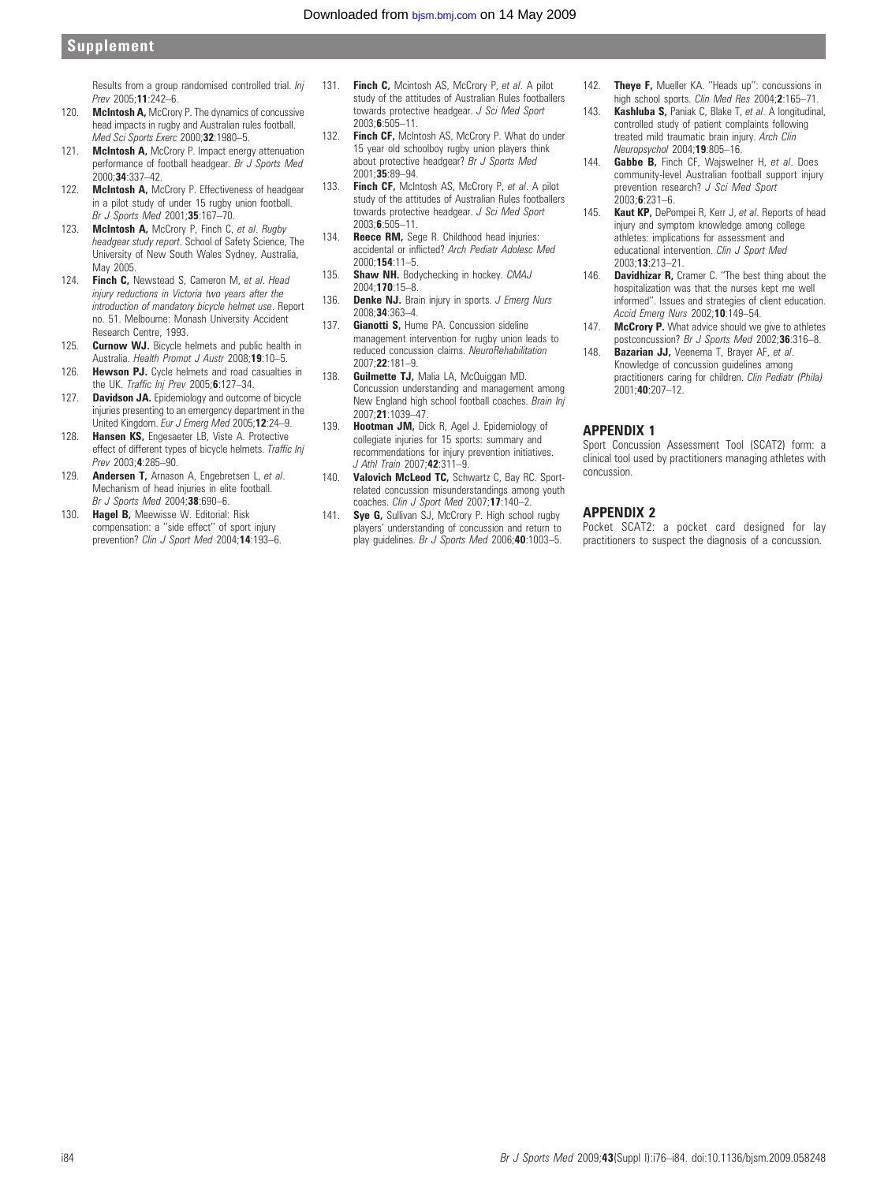Results from a group randomised controlled trial. *Inj Prev* 2005;**11**:242–6.

120. **McIntosh A,** McCrory P. The dynamics of concussive head impacts in rugby and Australian rules football. *Med Sci Sports Exerc* 2000;**32**:1980–5.
121. **McIntosh A,** McCrory P. Impact energy attenuation performance of football headgear. *Br J Sports Med* 2000;**34**:337–42.
122. **McIntosh A,** McCrory P. Effectiveness of headgear in a pilot study of under 15 rugby union football. *Br J Sports Med* 2001;**35**:167–70.
123. **McIntosh A,** McCrory P, Finch C, *et al*. *Rugby headgear study report*. School of Safety Science, The University of New South Wales Sydney, Australia, May 2005.
124. **Finch C,** Newstead S, Cameron M, *et al*. *Head injury reductions in Victoria two years after the introduction of mandatory bicycle helmet use*. Report no. 51. Melbourne: Monash University Accident Research Centre, 1993.
125. **Curnow WJ.** Bicycle helmets and public health in Australia. *Health Promot J Austr* 2008;**19**:10–5.
126. **Hewson PJ.** Cycle helmets and road casualties in the UK. *Traffic Inj Prev* 2005;**6**:127–34.
127. **Davidson JA.** Epidemiology and outcome of bicycle injuries presenting to an emergency department in the United Kingdom. *Eur J Emerg Med* 2005;**12**:24–9.
128. **Hansen KS,** Engesaeter LB, Viste A. Protective effect of different types of bicycle helmets. *Traffic Inj Prev* 2003;**4**:285–90.
129. **Andersen T,** Arnason A, Engebretsen L, *et al*. Mechanism of head injuries in elite football. *Br J Sports Med* 2004;**38**:690–6.
130. **Hagel B,** Meewisse W. Editorial: Risk compensation: a "side effect" of sport injury prevention? *Clin J Sport Med* 2004;**14**:193–6.
131. **Finch C,** Mcintosh AS, McCrory P, *et al*. A pilot study of the attitudes of Australian Rules footballers towards protective headgear. *J Sci Med Sport* 2003;**6**:505–11.
132. **Finch CF,** McIntosh AS, McCrory P. What do under 15 year old schoolboy rugby union players think about protective headgear? *Br J Sports Med* 2001;**35**:89–94.
133. **Finch CF,** McIntosh AS, McCrory P, *et al*. A pilot study of the attitudes of Australian Rules footballers towards protective headgear. *J Sci Med Sport* 2003;**6**:505–11.
134. **Reece RM,** Sege R. Childhood head injuries: accidental or inflicted? *Arch Pediatr Adolesc Med* 2000;**154**:11–5.
135. **Shaw NH.** Bodychecking in hockey. *CMAJ* 2004;**170**:15–8.
136. **Denke NJ.** Brain injury in sports. *J Emerg Nurs* 2008;**34**:363–4.
137. **Gianotti S,** Hume PA. Concussion sideline management intervention for rugby union leads to reduced concussion claims. *NeuroRehabilitation* 2007;**22**:181–9.
138. **Guilmette TJ,** Malia LA, McQuiggan MD. Concussion understanding and management among New England high school football coaches. *Brain Inj* 2007;**21**:1039–47.
139. **Hootman JM,** Dick R, Agel J. Epidemiology of collegiate injuries for 15 sports: summary and recommendations for injury prevention initiatives. *J Athl Train* 2007;**42**:311–9.
140. **Valovich McLeod TC,** Schwartz C, Bay RC. Sport-related concussion misunderstandings among youth coaches. *Clin J Sport Med* 2007;**17**:140–2.
141. **Sye G,** Sullivan SJ, McCrory P. High school rugby players' understanding of concussion and return to play guidelines. *Br J Sports Med* 2006;**40**:1003–5.
142. **Theye F,** Mueller KA. "Heads up": concussions in high school sports. *Clin Med Res* 2004;**2**:165–71.
143. **Kashluba S,** Paniak C, Blake T, *et al*. A longitudinal, controlled study of patient complaints following treated mild traumatic brain injury. *Arch Clin Neuropsychol* 2004;**19**:805–16.
144. **Gabbe B,** Finch CF, Wajswelner H, *et al*. Does community-level Australian football support injury prevention research? *J Sci Med Sport* 2003;**6**:231–6.
145. **Kaut KP,** DePompei R, Kerr J, *et al*. Reports of head injury and symptom knowledge among college athletes: implications for assessment and educational intervention. *Clin J Sport Med* 2003;**13**:213–21.
146. **Davidhizar R,** Cramer C. "The best thing about the hospitalization was that the nurses kept me well informed". Issues and strategies of client education. *Accid Emerg Nurs* 2002;**10**:149–54.
147. **McCrory P.** What advice should we give to athletes postconcussion? *Br J Sports Med* 2002;**36**:316–8.
148. **Bazarian JJ,** Veenema T, Brayer AF, *et al*. Knowledge of concussion guidelines among practitioners caring for children. *Clin Pediatr (Phila)* 2001;**40**:207–12.

## APPENDIX 1

Sport Concussion Assessment Tool (SCAT2) form: a clinical tool used by practitioners managing athletes with concussion.

## APPENDIX 2

Pocket SCAT2: a pocket card designed for lay practitioners to suspect the diagnosis of a concussion.